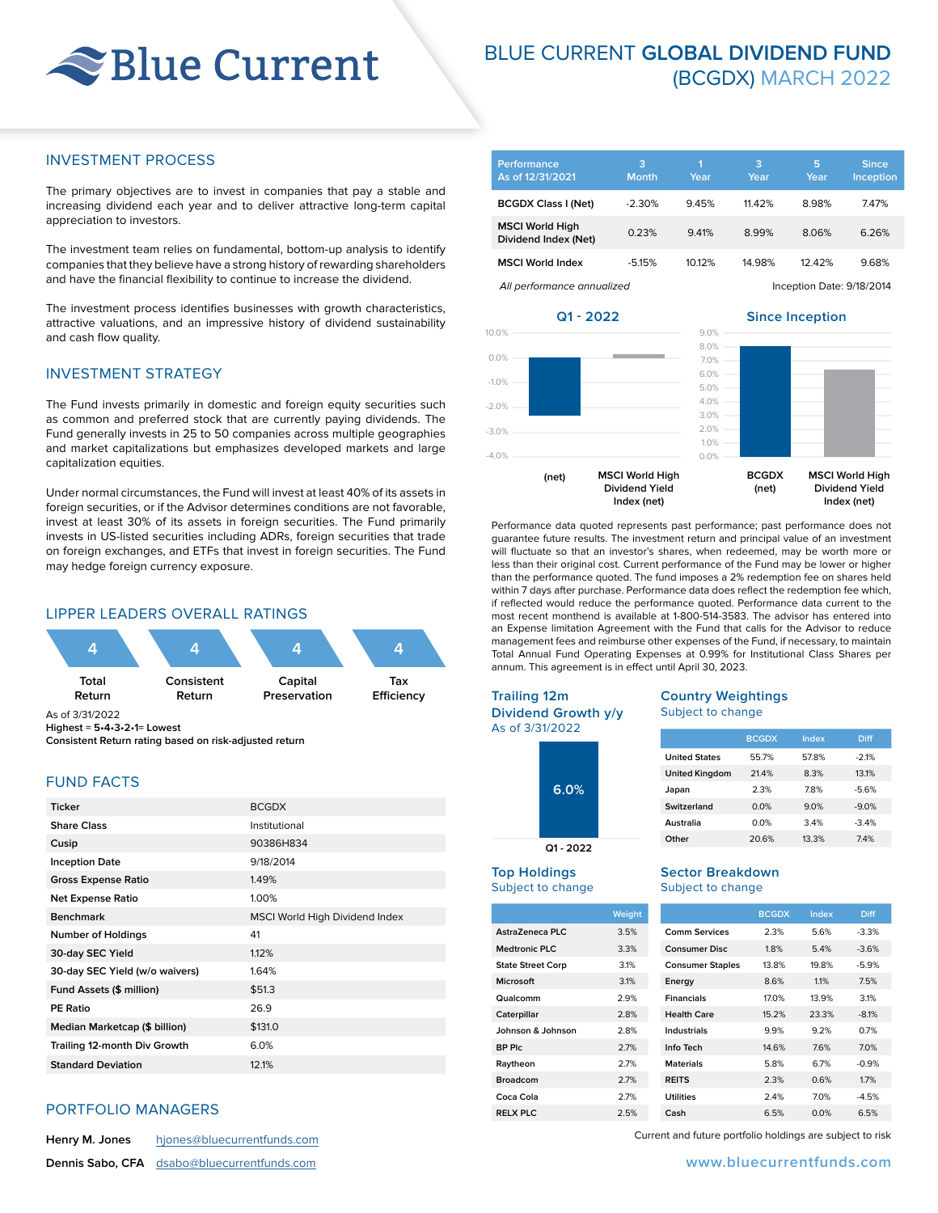# Blue Current

## BLUE CURRENT **GLOBAL DIVIDEND FUND** (BCGDX) MARCH 2022

## INVESTMENT PROCESS

The primary objectives are to invest in companies that pay a stable and increasing dividend each year and to deliver attractive long-term capital appreciation to investors.

The investment team relies on fundamental, bottom-up analysis to identify companies that they believe have a strong history of rewarding shareholders and have the financial flexibility to continue to increase the dividend.

The investment process identifies businesses with growth characteristics, attractive valuations, and an impressive history of dividend sustainability and cash flow quality.

## INVESTMENT STRATEGY

The Fund invests primarily in domestic and foreign equity securities such as common and preferred stock that are currently paying dividends. The Fund generally invests in 25 to 50 companies across multiple geographies and market capitalizations but emphasizes developed markets and large capitalization equities.

Under normal circumstances, the Fund will invest at least 40% of its assets in foreign securities, or if the Advisor determines conditions are not favorable, invest at least 30% of its assets in foreign securities. The Fund primarily invests in US-listed securities including ADRs, foreign securities that trade on foreign exchanges, and ETFs that invest in foreign securities. The Fund may hedge foreign currency exposure.

## LIPPER LEADERS OVERALL RATINGS

| Total Return | Consistent Return | Capital Preservation | Tax Efficiency |
|---|---|---|---|
| 4 | 4 | 4 | 4 |

As of 3/31/2022
**Highest = 5•4•3•2•1= Lowest**
**Consistent Return rating based on risk-adjusted return**

## FUND FACTS

| | |
|---|---|
| **Ticker** | BCGDX |
| **Share Class** | Institutional |
| **Cusip** | 90386H834 |
| **Inception Date** | 9/18/2014 |
| **Gross Expense Ratio** | 1.49% |
| **Net Expense Ratio** | 1.00% |
| **Benchmark** | MSCI World High Dividend Index |
| **Number of Holdings** | 41 |
| **30-day SEC Yield** | 1.12% |
| **30-day SEC Yield (w/o waivers)** | 1.64% |
| **Fund Assets ($ million)** | $51.3 |
| **PE Ratio** | 26.9 |
| **Median Marketcap ($ billion)** | $131.0 |
| **Trailing 12-month Div Growth** | 6.0% |
| **Standard Deviation** | 12.1% |

## PORTFOLIO MANAGERS

**Henry M. Jones** hjones@bluecurrentfunds.com

**Dennis Sabo, CFA** dsabo@bluecurrentfunds.com

| Performance As of 12/31/2021 | 3 Month | 1 Year | 3 Year | 5 Year | Since Inception |
|---|---|---|---|---|---|
| **BCGDX Class I (Net)** | -2.30% | 9.45% | 11.42% | 8.98% | 7.47% |
| **MSCI World High Dividend Index (Net)** | 0.23% | 9.41% | 8.99% | 8.06% | 6.26% |
| **MSCI World Index** | -5.15% | 10.12% | 14.98% | 12.42% | 9.68% |

*All performance annualized* Inception Date: 9/18/2014

**Q1 - 2022**

**Since Inception**

Performance data quoted represents past performance; past performance does not guarantee future results. The investment return and principal value of an investment will fluctuate so that an investor's shares, when redeemed, may be worth more or less than their original cost. Current performance of the Fund may be lower or higher than the performance quoted. The fund imposes a 2% redemption fee on shares held within 7 days after purchase. Performance data does reflect the redemption fee which, if reflected would reduce the performance quoted. Performance data current to the most recent monthend is available at 1-800-514-3583. The advisor has entered into an Expense limitation Agreement with the Fund that calls for the Advisor to reduce management fees and reimburse other expenses of the Fund, if necessary, to maintain Total Annual Fund Operating Expenses at 0.99% for Institutional Class Shares per annum. This agreement is in effect until April 30, 2023.

## Trailing 12m Dividend Growth y/y
As of 3/31/2022

Q1 - 2022: 6.0%

## Country Weightings
Subject to change

| | BCGDX | Index | Diff |
|---|---|---|---|
| United States | 55.7% | 57.8% | -2.1% |
| United Kingdom | 21.4% | 8.3% | 13.1% |
| Japan | 2.3% | 7.8% | -5.6% |
| Switzerland | 0.0% | 9.0% | -9.0% |
| Australia | 0.0% | 3.4% | -3.4% |
| Other | 20.6% | 13.3% | 7.4% |

## Top Holdings
Subject to change

| | Weight |
|---|---|
| AstraZeneca PLC | 3.5% |
| Medtronic PLC | 3.3% |
| State Street Corp | 3.1% |
| Microsoft | 3.1% |
| Qualcomm | 2.9% |
| Caterpillar | 2.8% |
| Johnson & Johnson | 2.8% |
| BP Plc | 2.7% |
| Raytheon | 2.7% |
| Broadcom | 2.7% |
| Coca Cola | 2.7% |
| RELX PLC | 2.5% |

## Sector Breakdown
Subject to change

| | BCGDX | Index | Diff |
|---|---|---|---|
| Comm Services | 2.3% | 5.6% | -3.3% |
| Consumer Disc | 1.8% | 5.4% | -3.6% |
| Consumer Staples | 13.8% | 19.8% | -5.9% |
| Energy | 8.6% | 1.1% | 7.5% |
| Financials | 17.0% | 13.9% | 3.1% |
| Health Care | 15.2% | 23.3% | -8.1% |
| Industrials | 9.9% | 9.2% | 0.7% |
| Info Tech | 14.6% | 7.6% | 7.0% |
| Materials | 5.8% | 6.7% | -0.9% |
| REITS | 2.3% | 0.6% | 1.7% |
| Utilities | 2.4% | 7.0% | -4.5% |
| Cash | 6.5% | 0.0% | 6.5% |

Current and future portfolio holdings are subject to risk

www.bluecurrentfunds.com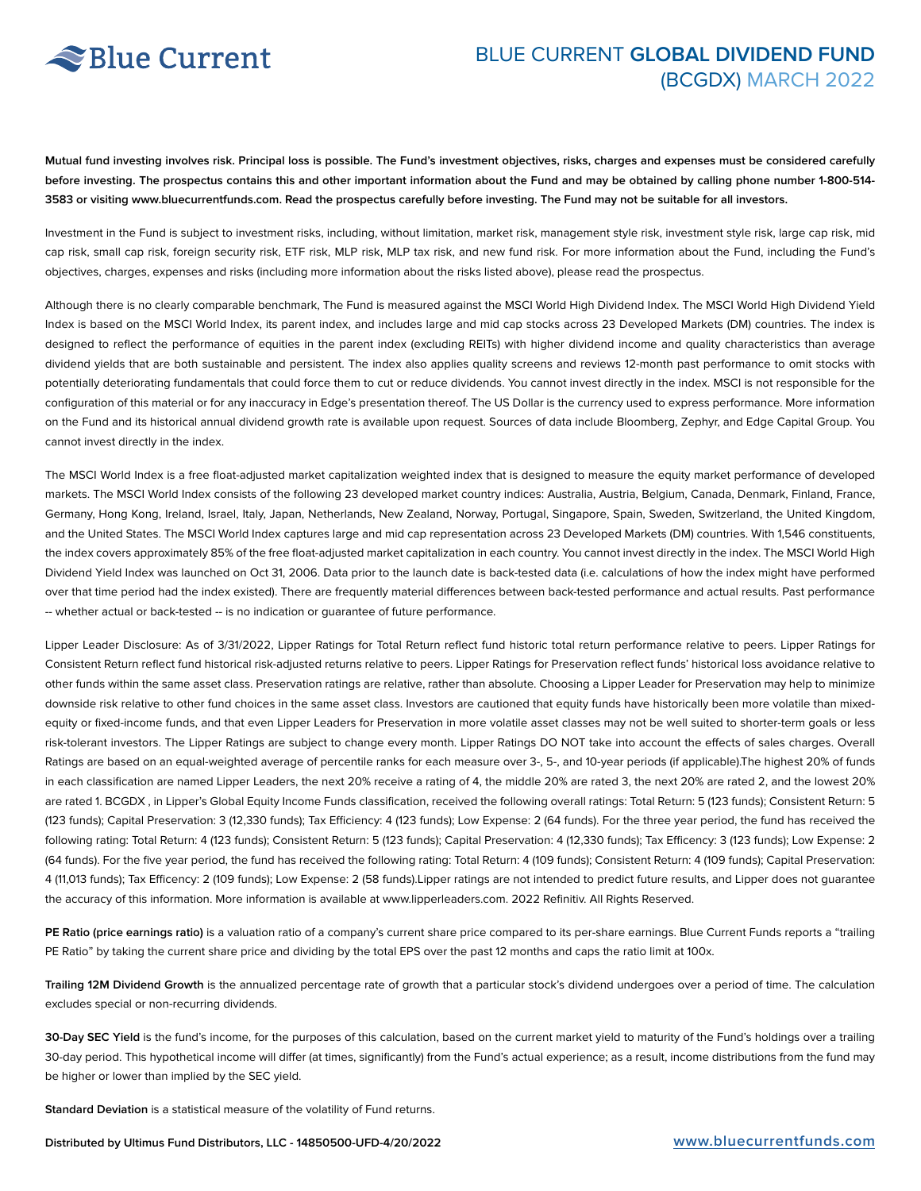# BLUE CURRENT **GLOBAL DIVIDEND FUND** (BCGDX) MARCH 2022

**Mutual fund investing involves risk. Principal loss is possible. The Fund's investment objectives, risks, charges and expenses must be considered carefully before investing. The prospectus contains this and other important information about the Fund and may be obtained by calling phone number 1-800-514-3583 or visiting www.bluecurrentfunds.com. Read the prospectus carefully before investing. The Fund may not be suitable for all investors.**

Investment in the Fund is subject to investment risks, including, without limitation, market risk, management style risk, investment style risk, large cap risk, mid cap risk, small cap risk, foreign security risk, ETF risk, MLP risk, MLP tax risk, and new fund risk. For more information about the Fund, including the Fund's objectives, charges, expenses and risks (including more information about the risks listed above), please read the prospectus.

Although there is no clearly comparable benchmark, The Fund is measured against the MSCI World High Dividend Index. The MSCI World High Dividend Yield Index is based on the MSCI World Index, its parent index, and includes large and mid cap stocks across 23 Developed Markets (DM) countries. The index is designed to reflect the performance of equities in the parent index (excluding REITs) with higher dividend income and quality characteristics than average dividend yields that are both sustainable and persistent. The index also applies quality screens and reviews 12-month past performance to omit stocks with potentially deteriorating fundamentals that could force them to cut or reduce dividends. You cannot invest directly in the index. MSCI is not responsible for the configuration of this material or for any inaccuracy in Edge's presentation thereof. The US Dollar is the currency used to express performance. More information on the Fund and its historical annual dividend growth rate is available upon request. Sources of data include Bloomberg, Zephyr, and Edge Capital Group. You cannot invest directly in the index.

The MSCI World Index is a free float-adjusted market capitalization weighted index that is designed to measure the equity market performance of developed markets. The MSCI World Index consists of the following 23 developed market country indices: Australia, Austria, Belgium, Canada, Denmark, Finland, France, Germany, Hong Kong, Ireland, Israel, Italy, Japan, Netherlands, New Zealand, Norway, Portugal, Singapore, Spain, Sweden, Switzerland, the United Kingdom, and the United States. The MSCI World Index captures large and mid cap representation across 23 Developed Markets (DM) countries. With 1,546 constituents, the index covers approximately 85% of the free float-adjusted market capitalization in each country. You cannot invest directly in the index. The MSCI World High Dividend Yield Index was launched on Oct 31, 2006. Data prior to the launch date is back-tested data (i.e. calculations of how the index might have performed over that time period had the index existed). There are frequently material differences between back-tested performance and actual results. Past performance -- whether actual or back-tested -- is no indication or guarantee of future performance.

Lipper Leader Disclosure: As of 3/31/2022, Lipper Ratings for Total Return reflect fund historic total return performance relative to peers. Lipper Ratings for Consistent Return reflect fund historical risk-adjusted returns relative to peers. Lipper Ratings for Preservation reflect funds' historical loss avoidance relative to other funds within the same asset class. Preservation ratings are relative, rather than absolute. Choosing a Lipper Leader for Preservation may help to minimize downside risk relative to other fund choices in the same asset class. Investors are cautioned that equity funds have historically been more volatile than mixed-equity or fixed-income funds, and that even Lipper Leaders for Preservation in more volatile asset classes may not be well suited to shorter-term goals or less risk-tolerant investors. The Lipper Ratings are subject to change every month. Lipper Ratings DO NOT take into account the effects of sales charges. Overall Ratings are based on an equal-weighted average of percentile ranks for each measure over 3-, 5-, and 10-year periods (if applicable).The highest 20% of funds in each classification are named Lipper Leaders, the next 20% receive a rating of 4, the middle 20% are rated 3, the next 20% are rated 2, and the lowest 20% are rated 1. BCGDX , in Lipper's Global Equity Income Funds classification, received the following overall ratings: Total Return: 5 (123 funds); Consistent Return: 5 (123 funds); Capital Preservation: 3 (12,330 funds); Tax Efficiency: 4 (123 funds); Low Expense: 2 (64 funds). For the three year period, the fund has received the following rating: Total Return: 4 (123 funds); Consistent Return: 5 (123 funds); Capital Preservation: 4 (12,330 funds); Tax Efficiency: 3 (123 funds); Low Expense: 2 (64 funds). For the five year period, the fund has received the following rating: Total Return: 4 (109 funds); Consistent Return: 4 (109 funds); Capital Preservation: 4 (11,013 funds); Tax Efficency: 2 (109 funds); Low Expense: 2 (58 funds).Lipper ratings are not intended to predict future results, and Lipper does not guarantee the accuracy of this information. More information is available at www.lipperleaders.com. 2022 Refinitiv. All Rights Reserved.

**PE Ratio (price earnings ratio)** is a valuation ratio of a company's current share price compared to its per-share earnings. Blue Current Funds reports a "trailing PE Ratio" by taking the current share price and dividing by the total EPS over the past 12 months and caps the ratio limit at 100x.

**Trailing 12M Dividend Growth** is the annualized percentage rate of growth that a particular stock's dividend undergoes over a period of time. The calculation excludes special or non-recurring dividends.

**30-Day SEC Yield** is the fund's income, for the purposes of this calculation, based on the current market yield to maturity of the Fund's holdings over a trailing 30-day period. This hypothetical income will differ (at times, significantly) from the Fund's actual experience; as a result, income distributions from the fund may be higher or lower than implied by the SEC yield.

**Standard Deviation** is a statistical measure of the volatility of Fund returns.

**Distributed by Ultimus Fund Distributors, LLC - 14850500-UFD-4/20/2022**

www.bluecurrentfunds.com